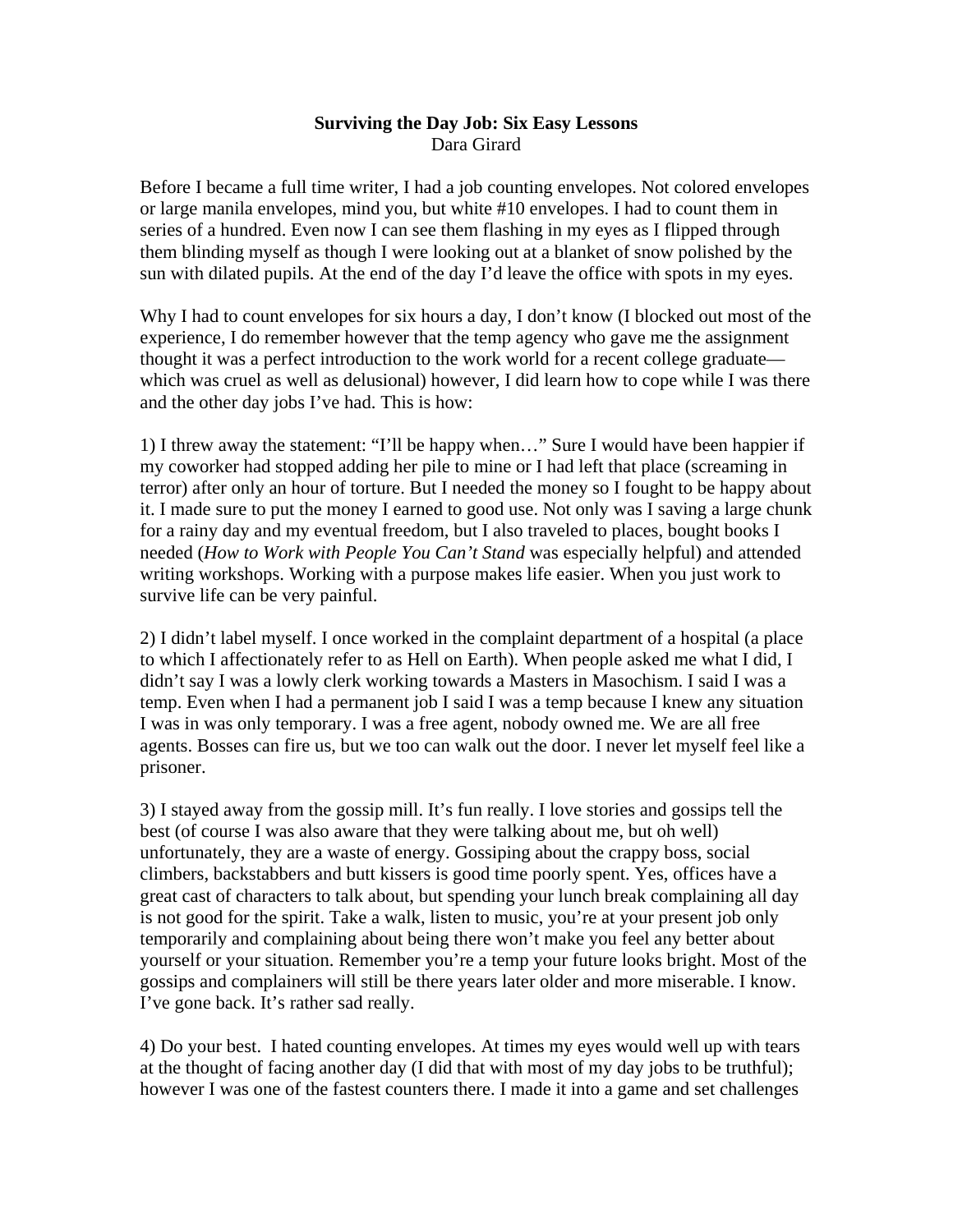**Surviving the Day Job: Six Easy Lessons**
Dara Girard

Before I became a full time writer, I had a job counting envelopes. Not colored envelopes or large manila envelopes, mind you, but white #10 envelopes. I had to count them in series of a hundred. Even now I can see them flashing in my eyes as I flipped through them blinding myself as though I were looking out at a blanket of snow polished by the sun with dilated pupils. At the end of the day I'd leave the office with spots in my eyes.

Why I had to count envelopes for six hours a day, I don't know (I blocked out most of the experience, I do remember however that the temp agency who gave me the assignment thought it was a perfect introduction to the work world for a recent college graduate—which was cruel as well as delusional) however, I did learn how to cope while I was there and the other day jobs I've had. This is how:

1) I threw away the statement: "I'll be happy when…" Sure I would have been happier if my coworker had stopped adding her pile to mine or I had left that place (screaming in terror) after only an hour of torture. But I needed the money so I fought to be happy about it. I made sure to put the money I earned to good use. Not only was I saving a large chunk for a rainy day and my eventual freedom, but I also traveled to places, bought books I needed (*How to Work with People You Can't Stand* was especially helpful) and attended writing workshops. Working with a purpose makes life easier. When you just work to survive life can be very painful.

2) I didn't label myself. I once worked in the complaint department of a hospital (a place to which I affectionately refer to as Hell on Earth). When people asked me what I did, I didn't say I was a lowly clerk working towards a Masters in Masochism. I said I was a temp. Even when I had a permanent job I said I was a temp because I knew any situation I was in was only temporary. I was a free agent, nobody owned me. We are all free agents. Bosses can fire us, but we too can walk out the door. I never let myself feel like a prisoner.

3) I stayed away from the gossip mill. It's fun really. I love stories and gossips tell the best (of course I was also aware that they were talking about me, but oh well) unfortunately, they are a waste of energy. Gossiping about the crappy boss, social climbers, backstabbers and butt kissers is good time poorly spent. Yes, offices have a great cast of characters to talk about, but spending your lunch break complaining all day is not good for the spirit. Take a walk, listen to music, you're at your present job only temporarily and complaining about being there won't make you feel any better about yourself or your situation. Remember you're a temp your future looks bright. Most of the gossips and complainers will still be there years later older and more miserable. I know. I've gone back. It's rather sad really.

4) Do your best. I hated counting envelopes. At times my eyes would well up with tears at the thought of facing another day (I did that with most of my day jobs to be truthful); however I was one of the fastest counters there. I made it into a game and set challenges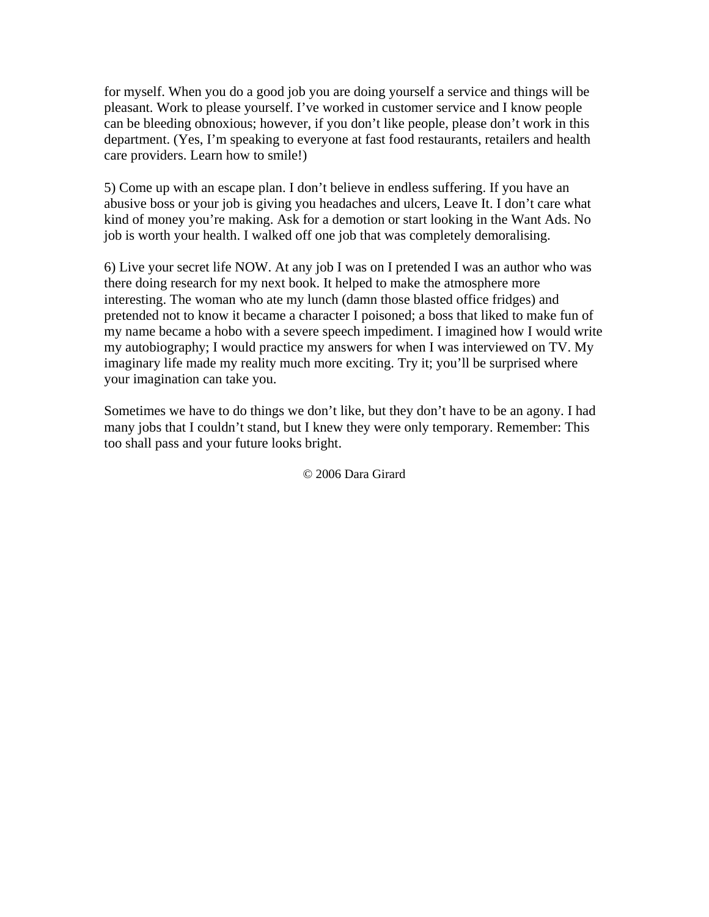for myself. When you do a good job you are doing yourself a service and things will be pleasant. Work to please yourself. I've worked in customer service and I know people can be bleeding obnoxious; however, if you don't like people, please don't work in this department. (Yes, I'm speaking to everyone at fast food restaurants, retailers and health care providers. Learn how to smile!)

5) Come up with an escape plan. I don't believe in endless suffering. If you have an abusive boss or your job is giving you headaches and ulcers, Leave It. I don't care what kind of money you're making. Ask for a demotion or start looking in the Want Ads. No job is worth your health. I walked off one job that was completely demoralising.

6) Live your secret life NOW. At any job I was on I pretended I was an author who was there doing research for my next book. It helped to make the atmosphere more interesting. The woman who ate my lunch (damn those blasted office fridges) and pretended not to know it became a character I poisoned; a boss that liked to make fun of my name became a hobo with a severe speech impediment. I imagined how I would write my autobiography; I would practice my answers for when I was interviewed on TV. My imaginary life made my reality much more exciting. Try it; you'll be surprised where your imagination can take you.

Sometimes we have to do things we don't like, but they don't have to be an agony. I had many jobs that I couldn't stand, but I knew they were only temporary. Remember: This too shall pass and your future looks bright.

© 2006 Dara Girard